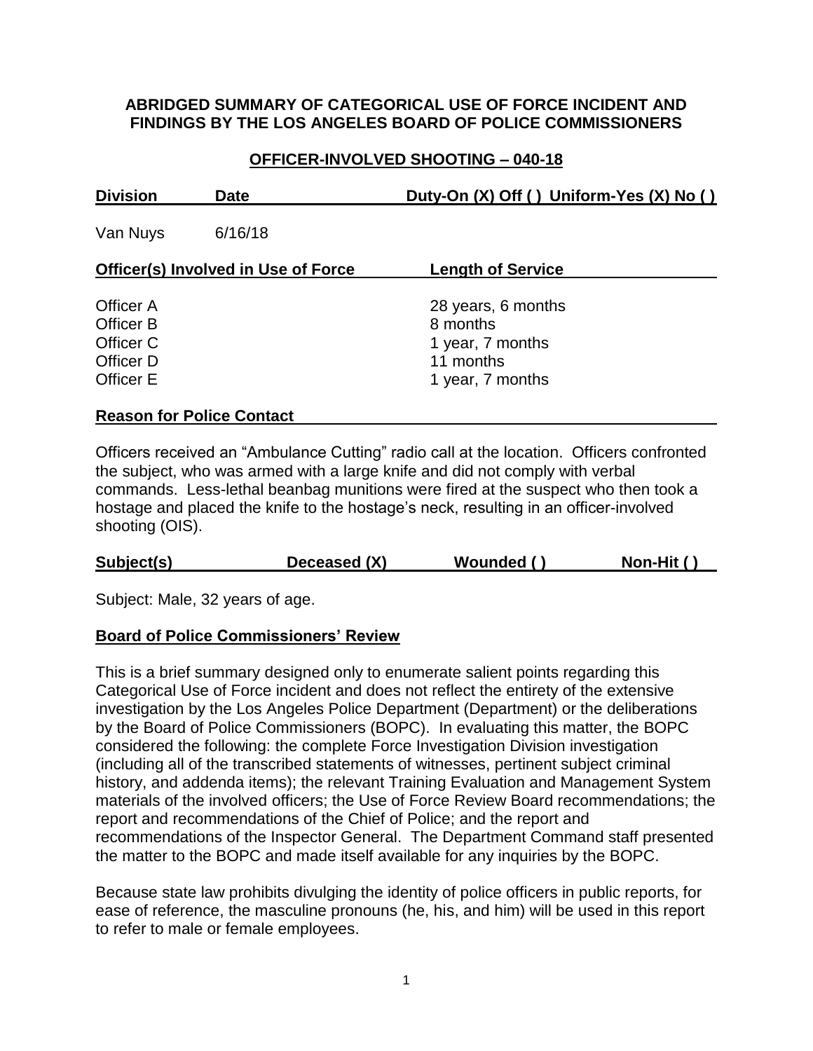# ABRIDGED SUMMARY OF CATEGORICAL USE OF FORCE INCIDENT AND FINDINGS BY THE LOS ANGELES BOARD OF POLICE COMMISSIONERS

## OFFICER-INVOLVED SHOOTING – 040-18

| Division | Date | Duty-On (X) Off ( ) Uniform-Yes (X) No ( ) |
|---|---|---|
| Van Nuys | 6/16/18 | |

| Officer(s) Involved in Use of Force | Length of Service |
|---|---|
| Officer A | 28 years, 6 months |
| Officer B | 8 months |
| Officer C | 1 year, 7 months |
| Officer D | 11 months |
| Officer E | 1 year, 7 months |

### Reason for Police Contact

Officers received an "Ambulance Cutting" radio call at the location. Officers confronted the subject, who was armed with a large knife and did not comply with verbal commands. Less-lethal beanbag munitions were fired at the suspect who then took a hostage and placed the knife to the hostage's neck, resulting in an officer-involved shooting (OIS).

| Subject(s) | Deceased (X) | Wounded ( ) | Non-Hit ( ) |
|---|---|---|---|

Subject: Male, 32 years of age.

### Board of Police Commissioners' Review

This is a brief summary designed only to enumerate salient points regarding this Categorical Use of Force incident and does not reflect the entirety of the extensive investigation by the Los Angeles Police Department (Department) or the deliberations by the Board of Police Commissioners (BOPC). In evaluating this matter, the BOPC considered the following: the complete Force Investigation Division investigation (including all of the transcribed statements of witnesses, pertinent subject criminal history, and addenda items); the relevant Training Evaluation and Management System materials of the involved officers; the Use of Force Review Board recommendations; the report and recommendations of the Chief of Police; and the report and recommendations of the Inspector General. The Department Command staff presented the matter to the BOPC and made itself available for any inquiries by the BOPC.

Because state law prohibits divulging the identity of police officers in public reports, for ease of reference, the masculine pronouns (he, his, and him) will be used in this report to refer to male or female employees.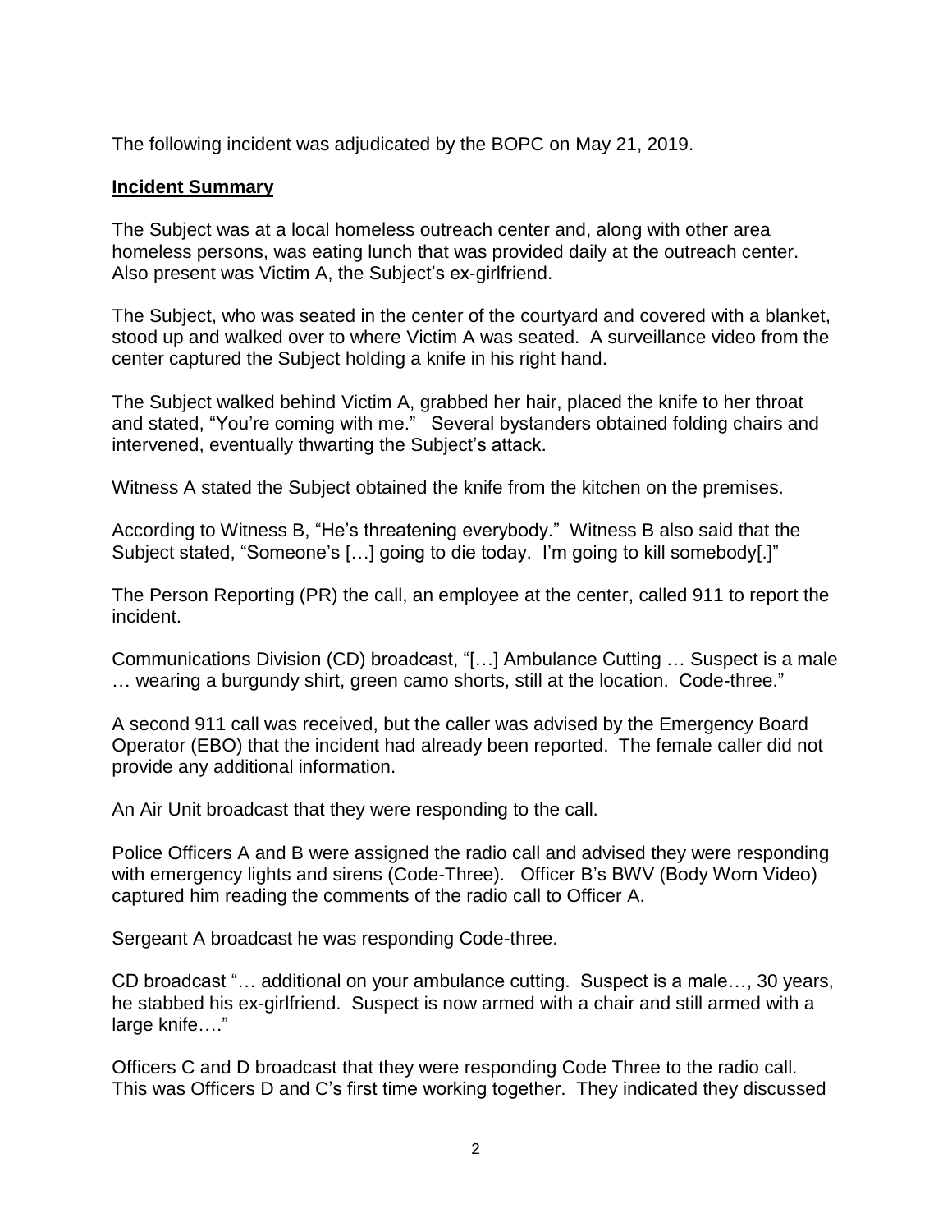The following incident was adjudicated by the BOPC on May 21, 2019.

**Incident Summary**

The Subject was at a local homeless outreach center and, along with other area homeless persons, was eating lunch that was provided daily at the outreach center. Also present was Victim A, the Subject's ex-girlfriend.

The Subject, who was seated in the center of the courtyard and covered with a blanket, stood up and walked over to where Victim A was seated. A surveillance video from the center captured the Subject holding a knife in his right hand.

The Subject walked behind Victim A, grabbed her hair, placed the knife to her throat and stated, "You're coming with me." Several bystanders obtained folding chairs and intervened, eventually thwarting the Subject's attack.

Witness A stated the Subject obtained the knife from the kitchen on the premises.

According to Witness B, "He's threatening everybody." Witness B also said that the Subject stated, "Someone's […] going to die today. I'm going to kill somebody[.]"

The Person Reporting (PR) the call, an employee at the center, called 911 to report the incident.

Communications Division (CD) broadcast, "[…] Ambulance Cutting … Suspect is a male … wearing a burgundy shirt, green camo shorts, still at the location. Code-three."

A second 911 call was received, but the caller was advised by the Emergency Board Operator (EBO) that the incident had already been reported. The female caller did not provide any additional information.

An Air Unit broadcast that they were responding to the call.

Police Officers A and B were assigned the radio call and advised they were responding with emergency lights and sirens (Code-Three). Officer B's BWV (Body Worn Video) captured him reading the comments of the radio call to Officer A.

Sergeant A broadcast he was responding Code-three.

CD broadcast "… additional on your ambulance cutting. Suspect is a male…, 30 years, he stabbed his ex-girlfriend. Suspect is now armed with a chair and still armed with a large knife…."

Officers C and D broadcast that they were responding Code Three to the radio call. This was Officers D and C's first time working together. They indicated they discussed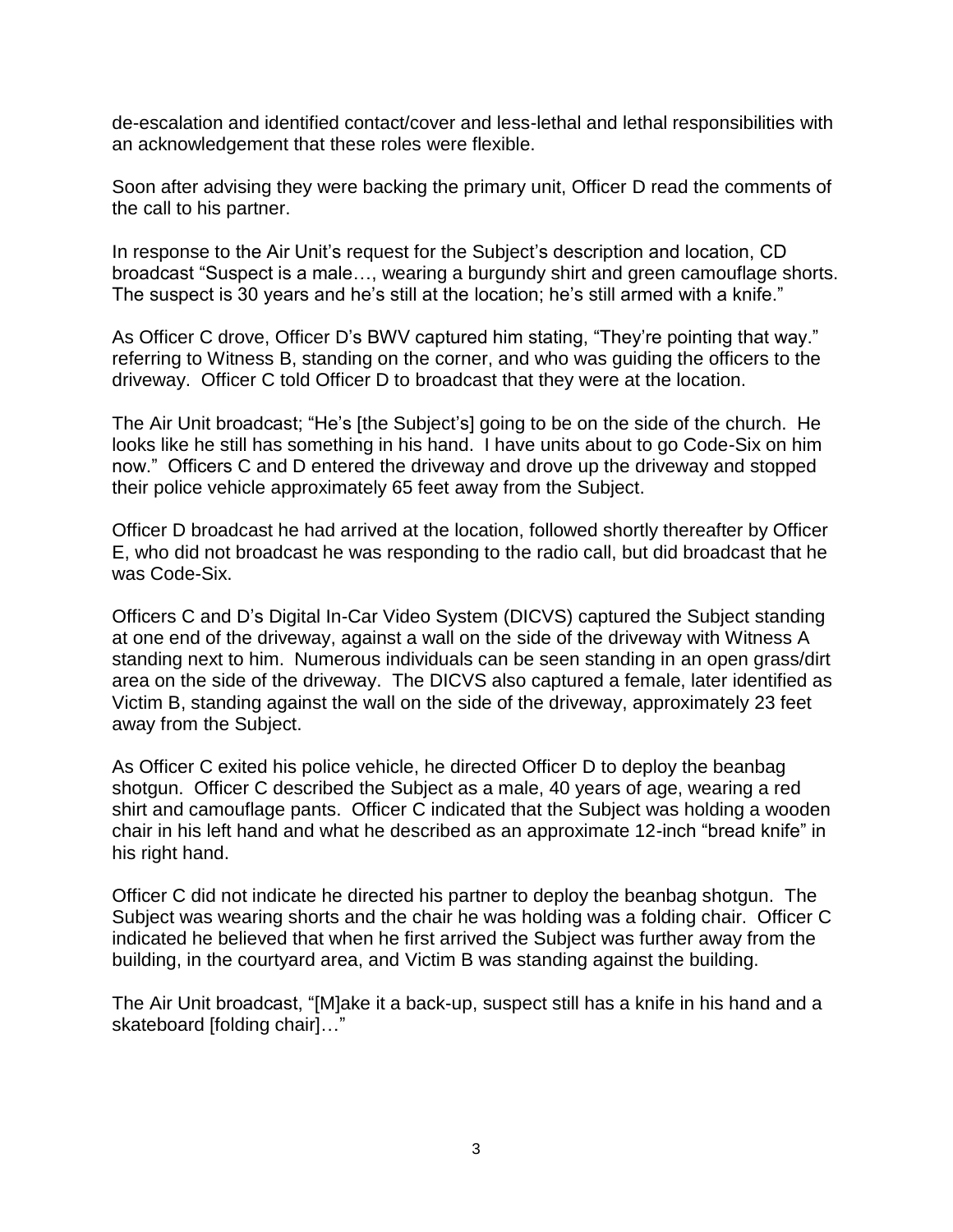de-escalation and identified contact/cover and less-lethal and lethal responsibilities with an acknowledgement that these roles were flexible.

Soon after advising they were backing the primary unit, Officer D read the comments of the call to his partner.

In response to the Air Unit's request for the Subject's description and location, CD broadcast "Suspect is a male…, wearing a burgundy shirt and green camouflage shorts. The suspect is 30 years and he's still at the location; he's still armed with a knife."

As Officer C drove, Officer D's BWV captured him stating, "They're pointing that way." referring to Witness B, standing on the corner, and who was guiding the officers to the driveway. Officer C told Officer D to broadcast that they were at the location.

The Air Unit broadcast; "He's [the Subject's] going to be on the side of the church. He looks like he still has something in his hand. I have units about to go Code-Six on him now." Officers C and D entered the driveway and drove up the driveway and stopped their police vehicle approximately 65 feet away from the Subject.

Officer D broadcast he had arrived at the location, followed shortly thereafter by Officer E, who did not broadcast he was responding to the radio call, but did broadcast that he was Code-Six.

Officers C and D's Digital In-Car Video System (DICVS) captured the Subject standing at one end of the driveway, against a wall on the side of the driveway with Witness A standing next to him. Numerous individuals can be seen standing in an open grass/dirt area on the side of the driveway. The DICVS also captured a female, later identified as Victim B, standing against the wall on the side of the driveway, approximately 23 feet away from the Subject.

As Officer C exited his police vehicle, he directed Officer D to deploy the beanbag shotgun. Officer C described the Subject as a male, 40 years of age, wearing a red shirt and camouflage pants. Officer C indicated that the Subject was holding a wooden chair in his left hand and what he described as an approximate 12-inch "bread knife" in his right hand.

Officer C did not indicate he directed his partner to deploy the beanbag shotgun. The Subject was wearing shorts and the chair he was holding was a folding chair. Officer C indicated he believed that when he first arrived the Subject was further away from the building, in the courtyard area, and Victim B was standing against the building.

The Air Unit broadcast, "[M]ake it a back-up, suspect still has a knife in his hand and a skateboard [folding chair]…"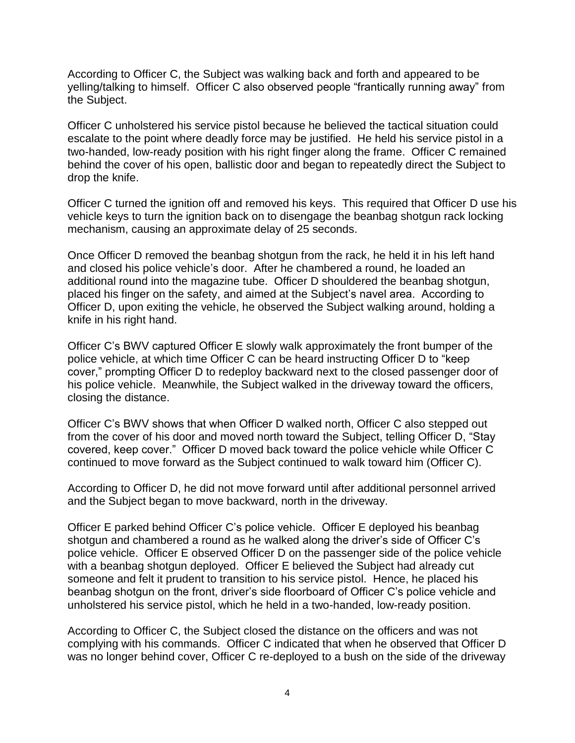According to Officer C, the Subject was walking back and forth and appeared to be yelling/talking to himself. Officer C also observed people "frantically running away" from the Subject.

Officer C unholstered his service pistol because he believed the tactical situation could escalate to the point where deadly force may be justified. He held his service pistol in a two-handed, low-ready position with his right finger along the frame. Officer C remained behind the cover of his open, ballistic door and began to repeatedly direct the Subject to drop the knife.

Officer C turned the ignition off and removed his keys. This required that Officer D use his vehicle keys to turn the ignition back on to disengage the beanbag shotgun rack locking mechanism, causing an approximate delay of 25 seconds.

Once Officer D removed the beanbag shotgun from the rack, he held it in his left hand and closed his police vehicle's door. After he chambered a round, he loaded an additional round into the magazine tube. Officer D shouldered the beanbag shotgun, placed his finger on the safety, and aimed at the Subject's navel area. According to Officer D, upon exiting the vehicle, he observed the Subject walking around, holding a knife in his right hand.

Officer C's BWV captured Officer E slowly walk approximately the front bumper of the police vehicle, at which time Officer C can be heard instructing Officer D to "keep cover," prompting Officer D to redeploy backward next to the closed passenger door of his police vehicle. Meanwhile, the Subject walked in the driveway toward the officers, closing the distance.

Officer C's BWV shows that when Officer D walked north, Officer C also stepped out from the cover of his door and moved north toward the Subject, telling Officer D, "Stay covered, keep cover." Officer D moved back toward the police vehicle while Officer C continued to move forward as the Subject continued to walk toward him (Officer C).

According to Officer D, he did not move forward until after additional personnel arrived and the Subject began to move backward, north in the driveway.

Officer E parked behind Officer C's police vehicle. Officer E deployed his beanbag shotgun and chambered a round as he walked along the driver's side of Officer C's police vehicle. Officer E observed Officer D on the passenger side of the police vehicle with a beanbag shotgun deployed. Officer E believed the Subject had already cut someone and felt it prudent to transition to his service pistol. Hence, he placed his beanbag shotgun on the front, driver's side floorboard of Officer C's police vehicle and unholstered his service pistol, which he held in a two-handed, low-ready position.

According to Officer C, the Subject closed the distance on the officers and was not complying with his commands. Officer C indicated that when he observed that Officer D was no longer behind cover, Officer C re-deployed to a bush on the side of the driveway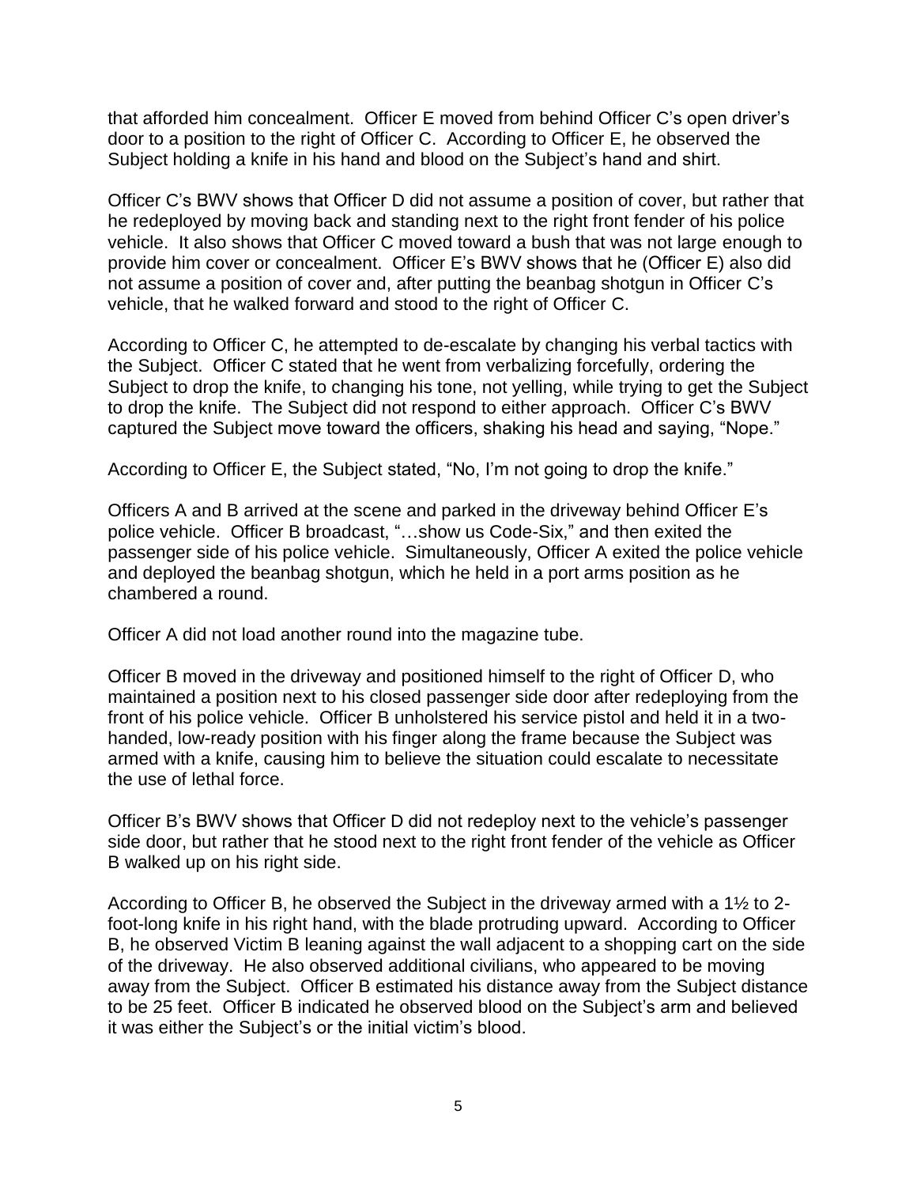that afforded him concealment. Officer E moved from behind Officer C's open driver's door to a position to the right of Officer C. According to Officer E, he observed the Subject holding a knife in his hand and blood on the Subject's hand and shirt.

Officer C's BWV shows that Officer D did not assume a position of cover, but rather that he redeployed by moving back and standing next to the right front fender of his police vehicle. It also shows that Officer C moved toward a bush that was not large enough to provide him cover or concealment. Officer E's BWV shows that he (Officer E) also did not assume a position of cover and, after putting the beanbag shotgun in Officer C's vehicle, that he walked forward and stood to the right of Officer C.

According to Officer C, he attempted to de-escalate by changing his verbal tactics with the Subject. Officer C stated that he went from verbalizing forcefully, ordering the Subject to drop the knife, to changing his tone, not yelling, while trying to get the Subject to drop the knife. The Subject did not respond to either approach. Officer C's BWV captured the Subject move toward the officers, shaking his head and saying, "Nope."

According to Officer E, the Subject stated, "No, I'm not going to drop the knife."

Officers A and B arrived at the scene and parked in the driveway behind Officer E's police vehicle. Officer B broadcast, "…show us Code-Six," and then exited the passenger side of his police vehicle. Simultaneously, Officer A exited the police vehicle and deployed the beanbag shotgun, which he held in a port arms position as he chambered a round.

Officer A did not load another round into the magazine tube.

Officer B moved in the driveway and positioned himself to the right of Officer D, who maintained a position next to his closed passenger side door after redeploying from the front of his police vehicle. Officer B unholstered his service pistol and held it in a two-handed, low-ready position with his finger along the frame because the Subject was armed with a knife, causing him to believe the situation could escalate to necessitate the use of lethal force.

Officer B's BWV shows that Officer D did not redeploy next to the vehicle's passenger side door, but rather that he stood next to the right front fender of the vehicle as Officer B walked up on his right side.

According to Officer B, he observed the Subject in the driveway armed with a 1½ to 2-foot-long knife in his right hand, with the blade protruding upward. According to Officer B, he observed Victim B leaning against the wall adjacent to a shopping cart on the side of the driveway. He also observed additional civilians, who appeared to be moving away from the Subject. Officer B estimated his distance away from the Subject distance to be 25 feet. Officer B indicated he observed blood on the Subject's arm and believed it was either the Subject's or the initial victim's blood.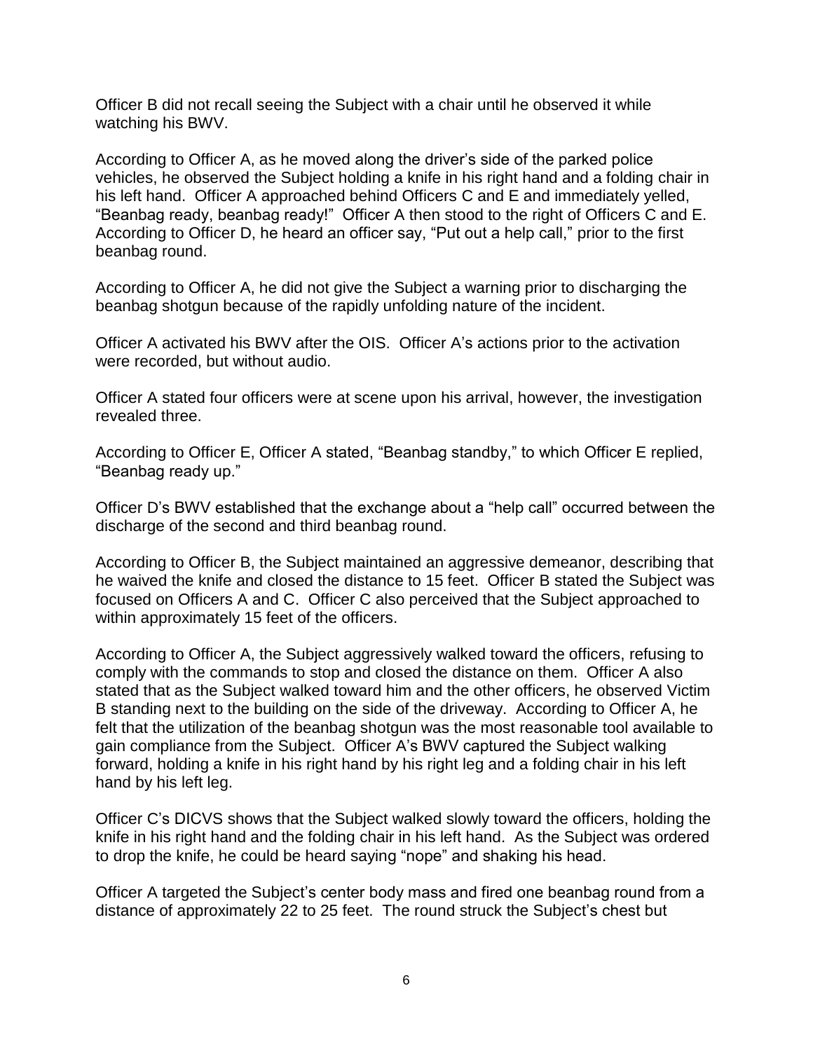Officer B did not recall seeing the Subject with a chair until he observed it while watching his BWV.

According to Officer A, as he moved along the driver's side of the parked police vehicles, he observed the Subject holding a knife in his right hand and a folding chair in his left hand. Officer A approached behind Officers C and E and immediately yelled, "Beanbag ready, beanbag ready!" Officer A then stood to the right of Officers C and E. According to Officer D, he heard an officer say, "Put out a help call," prior to the first beanbag round.

According to Officer A, he did not give the Subject a warning prior to discharging the beanbag shotgun because of the rapidly unfolding nature of the incident.

Officer A activated his BWV after the OIS. Officer A's actions prior to the activation were recorded, but without audio.

Officer A stated four officers were at scene upon his arrival, however, the investigation revealed three.

According to Officer E, Officer A stated, "Beanbag standby," to which Officer E replied, "Beanbag ready up."

Officer D's BWV established that the exchange about a "help call" occurred between the discharge of the second and third beanbag round.

According to Officer B, the Subject maintained an aggressive demeanor, describing that he waived the knife and closed the distance to 15 feet. Officer B stated the Subject was focused on Officers A and C. Officer C also perceived that the Subject approached to within approximately 15 feet of the officers.

According to Officer A, the Subject aggressively walked toward the officers, refusing to comply with the commands to stop and closed the distance on them. Officer A also stated that as the Subject walked toward him and the other officers, he observed Victim B standing next to the building on the side of the driveway. According to Officer A, he felt that the utilization of the beanbag shotgun was the most reasonable tool available to gain compliance from the Subject. Officer A's BWV captured the Subject walking forward, holding a knife in his right hand by his right leg and a folding chair in his left hand by his left leg.

Officer C's DICVS shows that the Subject walked slowly toward the officers, holding the knife in his right hand and the folding chair in his left hand. As the Subject was ordered to drop the knife, he could be heard saying "nope" and shaking his head.

Officer A targeted the Subject's center body mass and fired one beanbag round from a distance of approximately 22 to 25 feet. The round struck the Subject's chest but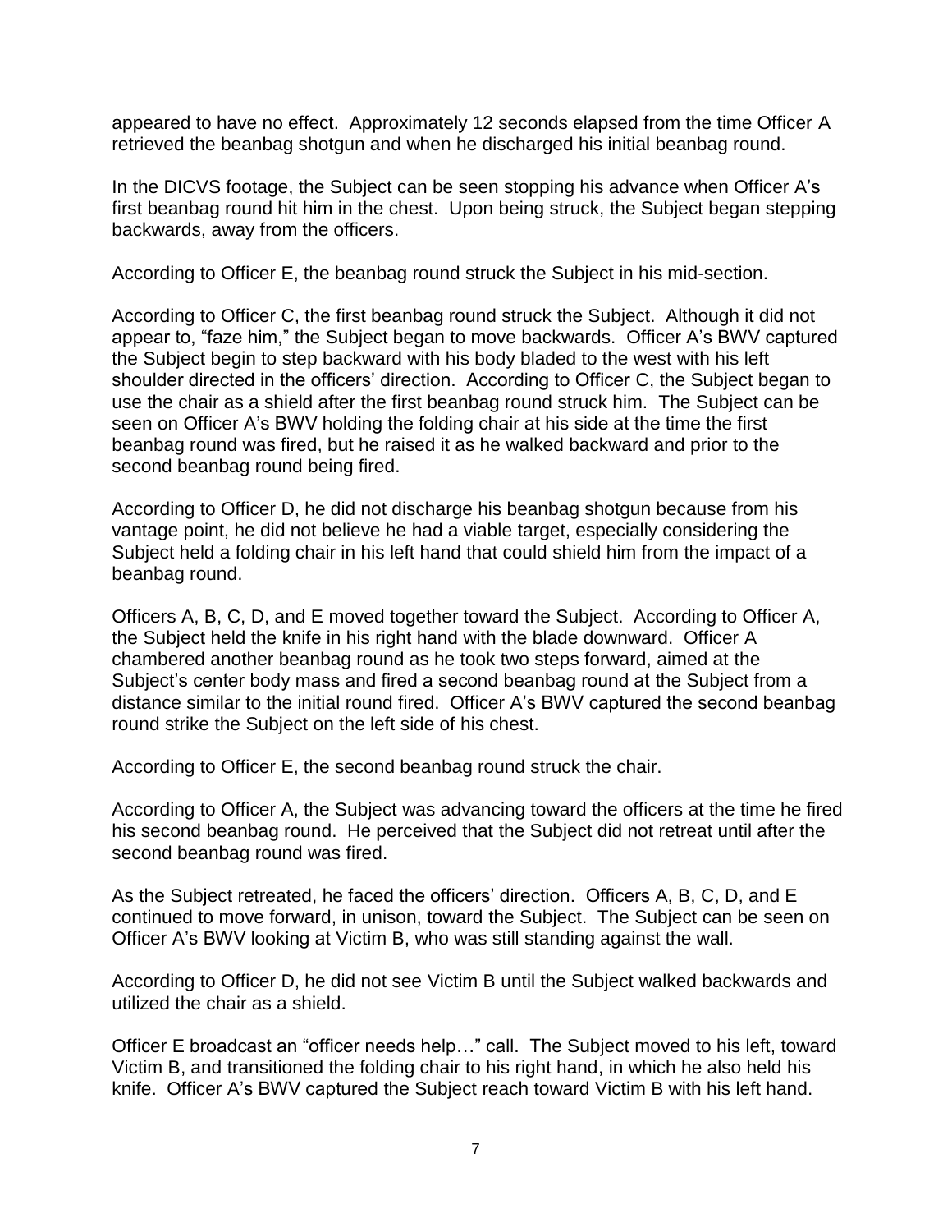appeared to have no effect. Approximately 12 seconds elapsed from the time Officer A retrieved the beanbag shotgun and when he discharged his initial beanbag round.

In the DICVS footage, the Subject can be seen stopping his advance when Officer A's first beanbag round hit him in the chest. Upon being struck, the Subject began stepping backwards, away from the officers.

According to Officer E, the beanbag round struck the Subject in his mid-section.

According to Officer C, the first beanbag round struck the Subject. Although it did not appear to, "faze him," the Subject began to move backwards. Officer A's BWV captured the Subject begin to step backward with his body bladed to the west with his left shoulder directed in the officers' direction. According to Officer C, the Subject began to use the chair as a shield after the first beanbag round struck him. The Subject can be seen on Officer A's BWV holding the folding chair at his side at the time the first beanbag round was fired, but he raised it as he walked backward and prior to the second beanbag round being fired.

According to Officer D, he did not discharge his beanbag shotgun because from his vantage point, he did not believe he had a viable target, especially considering the Subject held a folding chair in his left hand that could shield him from the impact of a beanbag round.

Officers A, B, C, D, and E moved together toward the Subject. According to Officer A, the Subject held the knife in his right hand with the blade downward. Officer A chambered another beanbag round as he took two steps forward, aimed at the Subject's center body mass and fired a second beanbag round at the Subject from a distance similar to the initial round fired. Officer A's BWV captured the second beanbag round strike the Subject on the left side of his chest.

According to Officer E, the second beanbag round struck the chair.

According to Officer A, the Subject was advancing toward the officers at the time he fired his second beanbag round. He perceived that the Subject did not retreat until after the second beanbag round was fired.

As the Subject retreated, he faced the officers' direction. Officers A, B, C, D, and E continued to move forward, in unison, toward the Subject. The Subject can be seen on Officer A's BWV looking at Victim B, who was still standing against the wall.

According to Officer D, he did not see Victim B until the Subject walked backwards and utilized the chair as a shield.

Officer E broadcast an "officer needs help…" call. The Subject moved to his left, toward Victim B, and transitioned the folding chair to his right hand, in which he also held his knife. Officer A's BWV captured the Subject reach toward Victim B with his left hand.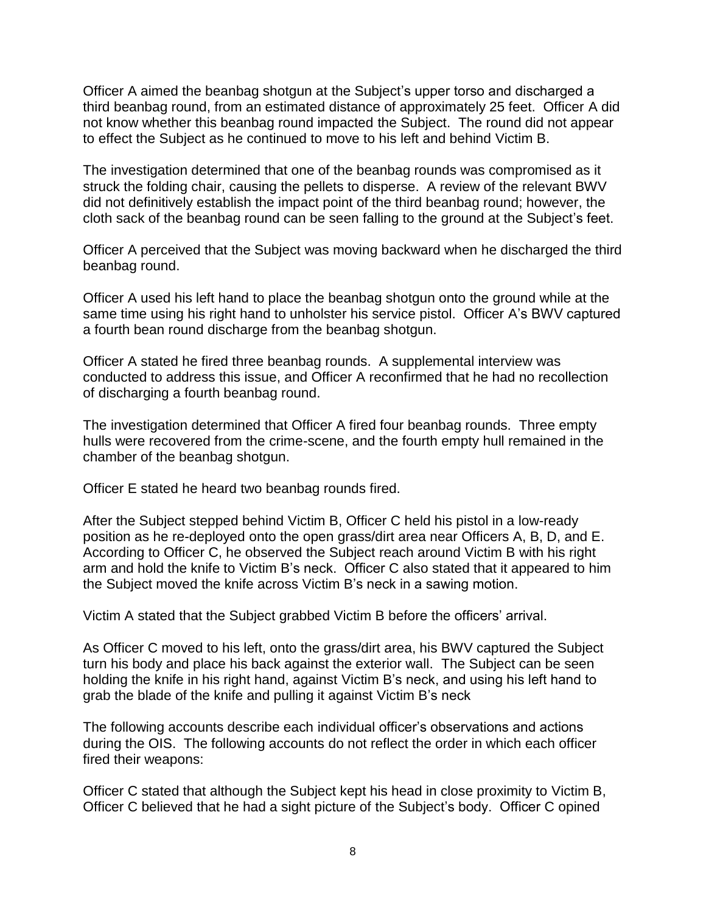Officer A aimed the beanbag shotgun at the Subject's upper torso and discharged a third beanbag round, from an estimated distance of approximately 25 feet. Officer A did not know whether this beanbag round impacted the Subject. The round did not appear to effect the Subject as he continued to move to his left and behind Victim B.

The investigation determined that one of the beanbag rounds was compromised as it struck the folding chair, causing the pellets to disperse. A review of the relevant BWV did not definitively establish the impact point of the third beanbag round; however, the cloth sack of the beanbag round can be seen falling to the ground at the Subject's feet.

Officer A perceived that the Subject was moving backward when he discharged the third beanbag round.

Officer A used his left hand to place the beanbag shotgun onto the ground while at the same time using his right hand to unholster his service pistol. Officer A's BWV captured a fourth bean round discharge from the beanbag shotgun.

Officer A stated he fired three beanbag rounds. A supplemental interview was conducted to address this issue, and Officer A reconfirmed that he had no recollection of discharging a fourth beanbag round.

The investigation determined that Officer A fired four beanbag rounds. Three empty hulls were recovered from the crime-scene, and the fourth empty hull remained in the chamber of the beanbag shotgun.

Officer E stated he heard two beanbag rounds fired.

After the Subject stepped behind Victim B, Officer C held his pistol in a low-ready position as he re-deployed onto the open grass/dirt area near Officers A, B, D, and E. According to Officer C, he observed the Subject reach around Victim B with his right arm and hold the knife to Victim B's neck. Officer C also stated that it appeared to him the Subject moved the knife across Victim B's neck in a sawing motion.

Victim A stated that the Subject grabbed Victim B before the officers' arrival.

As Officer C moved to his left, onto the grass/dirt area, his BWV captured the Subject turn his body and place his back against the exterior wall. The Subject can be seen holding the knife in his right hand, against Victim B's neck, and using his left hand to grab the blade of the knife and pulling it against Victim B's neck

The following accounts describe each individual officer's observations and actions during the OIS. The following accounts do not reflect the order in which each officer fired their weapons:

Officer C stated that although the Subject kept his head in close proximity to Victim B, Officer C believed that he had a sight picture of the Subject's body. Officer C opined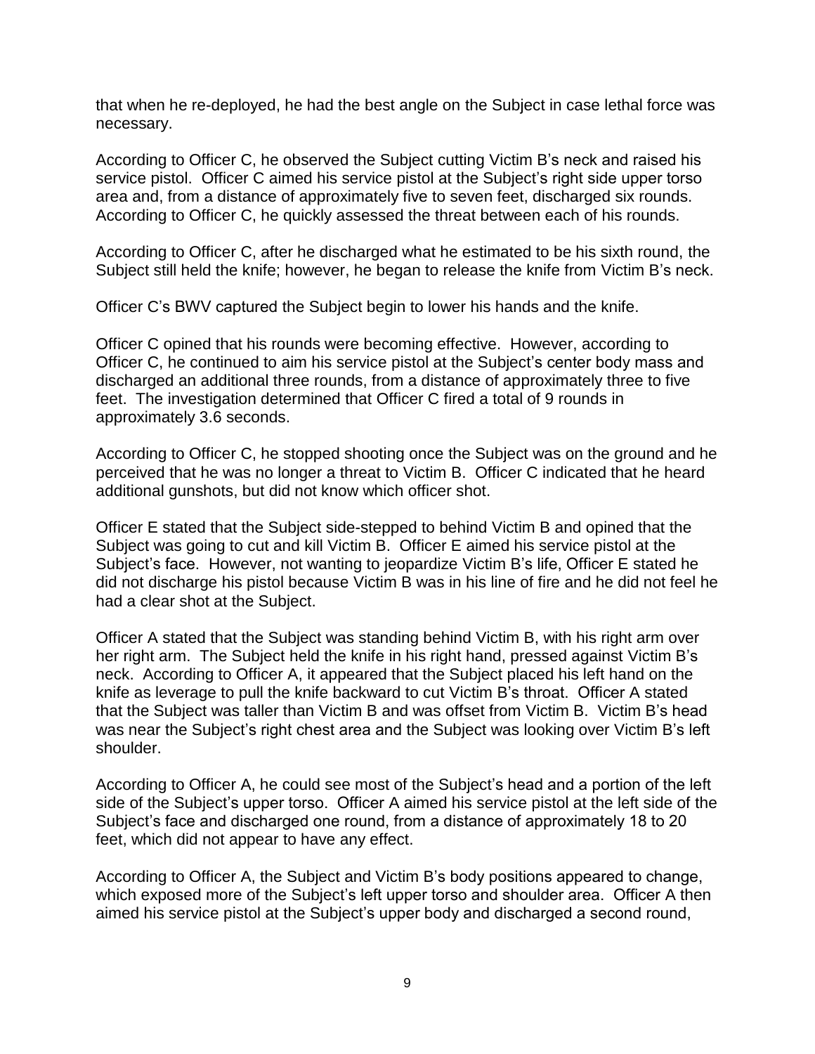that when he re-deployed, he had the best angle on the Subject in case lethal force was necessary.

According to Officer C, he observed the Subject cutting Victim B's neck and raised his service pistol. Officer C aimed his service pistol at the Subject's right side upper torso area and, from a distance of approximately five to seven feet, discharged six rounds. According to Officer C, he quickly assessed the threat between each of his rounds.

According to Officer C, after he discharged what he estimated to be his sixth round, the Subject still held the knife; however, he began to release the knife from Victim B's neck.

Officer C's BWV captured the Subject begin to lower his hands and the knife.

Officer C opined that his rounds were becoming effective. However, according to Officer C, he continued to aim his service pistol at the Subject's center body mass and discharged an additional three rounds, from a distance of approximately three to five feet. The investigation determined that Officer C fired a total of 9 rounds in approximately 3.6 seconds.

According to Officer C, he stopped shooting once the Subject was on the ground and he perceived that he was no longer a threat to Victim B. Officer C indicated that he heard additional gunshots, but did not know which officer shot.

Officer E stated that the Subject side-stepped to behind Victim B and opined that the Subject was going to cut and kill Victim B. Officer E aimed his service pistol at the Subject's face. However, not wanting to jeopardize Victim B's life, Officer E stated he did not discharge his pistol because Victim B was in his line of fire and he did not feel he had a clear shot at the Subject.

Officer A stated that the Subject was standing behind Victim B, with his right arm over her right arm. The Subject held the knife in his right hand, pressed against Victim B's neck. According to Officer A, it appeared that the Subject placed his left hand on the knife as leverage to pull the knife backward to cut Victim B's throat. Officer A stated that the Subject was taller than Victim B and was offset from Victim B. Victim B's head was near the Subject's right chest area and the Subject was looking over Victim B's left shoulder.

According to Officer A, he could see most of the Subject's head and a portion of the left side of the Subject's upper torso. Officer A aimed his service pistol at the left side of the Subject's face and discharged one round, from a distance of approximately 18 to 20 feet, which did not appear to have any effect.

According to Officer A, the Subject and Victim B's body positions appeared to change, which exposed more of the Subject's left upper torso and shoulder area. Officer A then aimed his service pistol at the Subject's upper body and discharged a second round,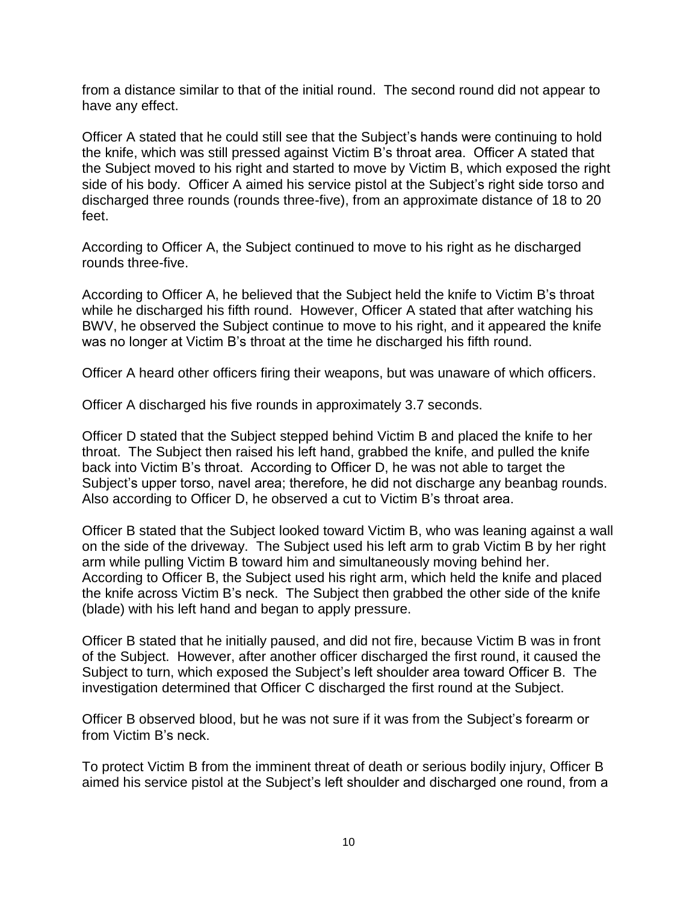from a distance similar to that of the initial round. The second round did not appear to have any effect.

Officer A stated that he could still see that the Subject's hands were continuing to hold the knife, which was still pressed against Victim B's throat area. Officer A stated that the Subject moved to his right and started to move by Victim B, which exposed the right side of his body. Officer A aimed his service pistol at the Subject's right side torso and discharged three rounds (rounds three-five), from an approximate distance of 18 to 20 feet.

According to Officer A, the Subject continued to move to his right as he discharged rounds three-five.

According to Officer A, he believed that the Subject held the knife to Victim B's throat while he discharged his fifth round. However, Officer A stated that after watching his BWV, he observed the Subject continue to move to his right, and it appeared the knife was no longer at Victim B's throat at the time he discharged his fifth round.

Officer A heard other officers firing their weapons, but was unaware of which officers.

Officer A discharged his five rounds in approximately 3.7 seconds.

Officer D stated that the Subject stepped behind Victim B and placed the knife to her throat. The Subject then raised his left hand, grabbed the knife, and pulled the knife back into Victim B's throat. According to Officer D, he was not able to target the Subject's upper torso, navel area; therefore, he did not discharge any beanbag rounds. Also according to Officer D, he observed a cut to Victim B's throat area.

Officer B stated that the Subject looked toward Victim B, who was leaning against a wall on the side of the driveway. The Subject used his left arm to grab Victim B by her right arm while pulling Victim B toward him and simultaneously moving behind her. According to Officer B, the Subject used his right arm, which held the knife and placed the knife across Victim B's neck. The Subject then grabbed the other side of the knife (blade) with his left hand and began to apply pressure.

Officer B stated that he initially paused, and did not fire, because Victim B was in front of the Subject. However, after another officer discharged the first round, it caused the Subject to turn, which exposed the Subject's left shoulder area toward Officer B. The investigation determined that Officer C discharged the first round at the Subject.

Officer B observed blood, but he was not sure if it was from the Subject's forearm or from Victim B's neck.

To protect Victim B from the imminent threat of death or serious bodily injury, Officer B aimed his service pistol at the Subject's left shoulder and discharged one round, from a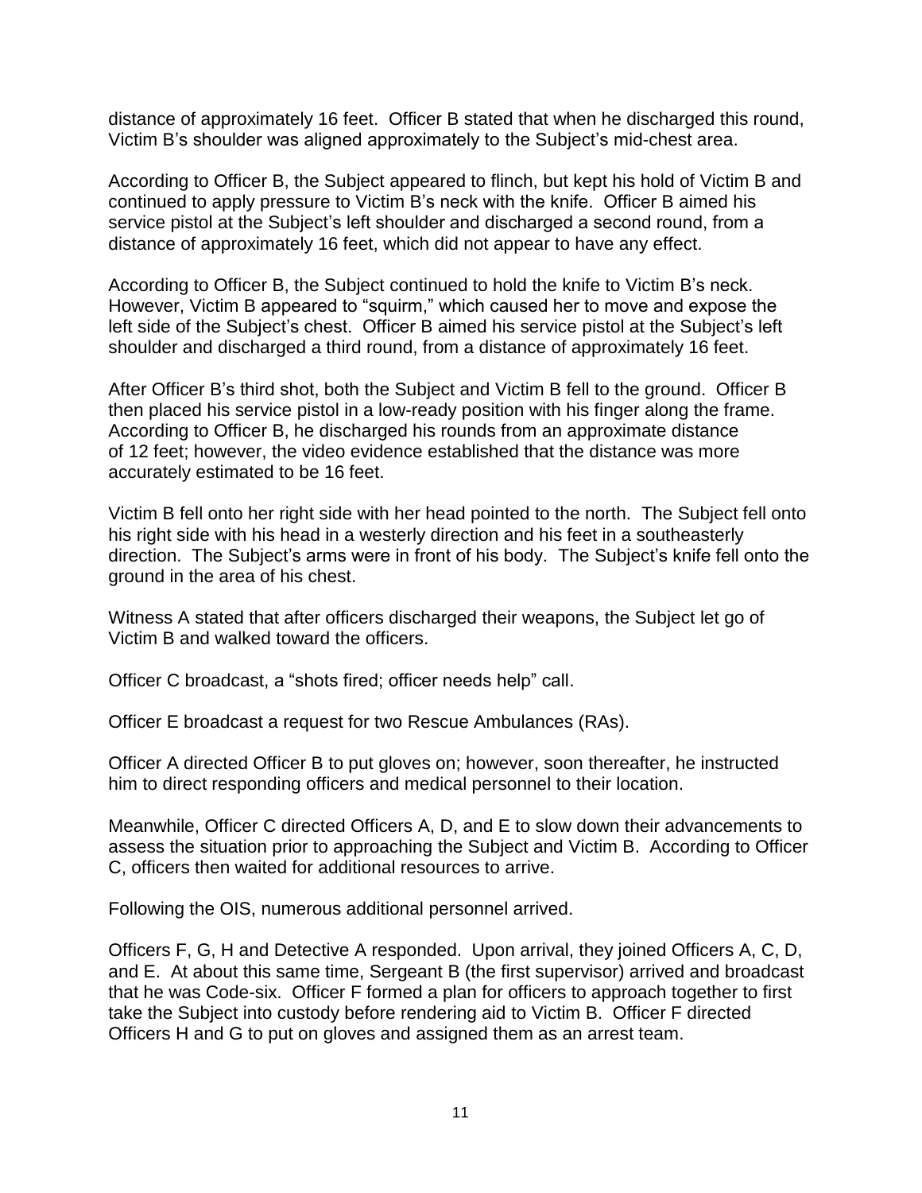distance of approximately 16 feet. Officer B stated that when he discharged this round, Victim B's shoulder was aligned approximately to the Subject's mid-chest area.

According to Officer B, the Subject appeared to flinch, but kept his hold of Victim B and continued to apply pressure to Victim B's neck with the knife. Officer B aimed his service pistol at the Subject's left shoulder and discharged a second round, from a distance of approximately 16 feet, which did not appear to have any effect.

According to Officer B, the Subject continued to hold the knife to Victim B's neck. However, Victim B appeared to "squirm," which caused her to move and expose the left side of the Subject's chest. Officer B aimed his service pistol at the Subject's left shoulder and discharged a third round, from a distance of approximately 16 feet.

After Officer B's third shot, both the Subject and Victim B fell to the ground. Officer B then placed his service pistol in a low-ready position with his finger along the frame. According to Officer B, he discharged his rounds from an approximate distance of 12 feet; however, the video evidence established that the distance was more accurately estimated to be 16 feet.

Victim B fell onto her right side with her head pointed to the north. The Subject fell onto his right side with his head in a westerly direction and his feet in a southeasterly direction. The Subject's arms were in front of his body. The Subject's knife fell onto the ground in the area of his chest.

Witness A stated that after officers discharged their weapons, the Subject let go of Victim B and walked toward the officers.

Officer C broadcast, a "shots fired; officer needs help" call.

Officer E broadcast a request for two Rescue Ambulances (RAs).

Officer A directed Officer B to put gloves on; however, soon thereafter, he instructed him to direct responding officers and medical personnel to their location.

Meanwhile, Officer C directed Officers A, D, and E to slow down their advancements to assess the situation prior to approaching the Subject and Victim B. According to Officer C, officers then waited for additional resources to arrive.

Following the OIS, numerous additional personnel arrived.

Officers F, G, H and Detective A responded. Upon arrival, they joined Officers A, C, D, and E. At about this same time, Sergeant B (the first supervisor) arrived and broadcast that he was Code-six. Officer F formed a plan for officers to approach together to first take the Subject into custody before rendering aid to Victim B. Officer F directed Officers H and G to put on gloves and assigned them as an arrest team.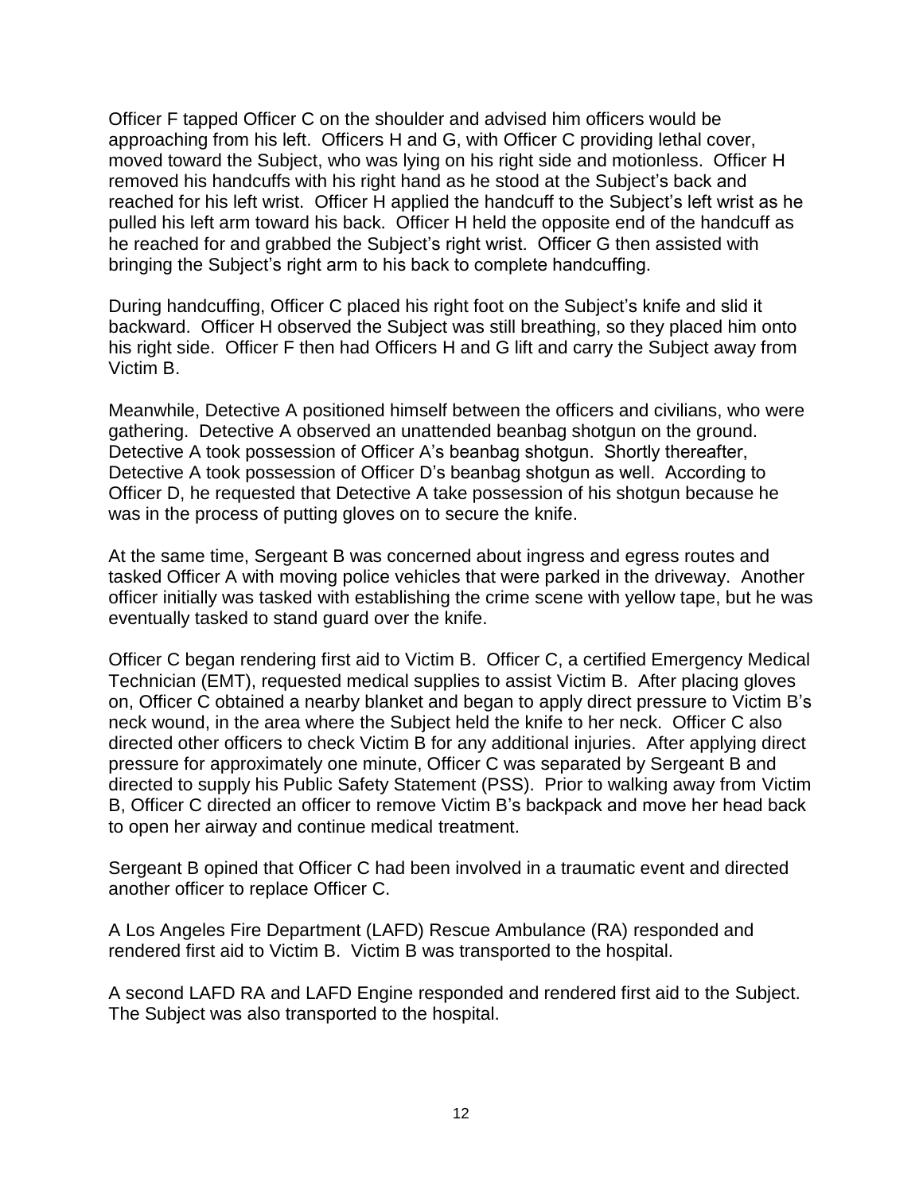Officer F tapped Officer C on the shoulder and advised him officers would be approaching from his left. Officers H and G, with Officer C providing lethal cover, moved toward the Subject, who was lying on his right side and motionless. Officer H removed his handcuffs with his right hand as he stood at the Subject's back and reached for his left wrist. Officer H applied the handcuff to the Subject's left wrist as he pulled his left arm toward his back. Officer H held the opposite end of the handcuff as he reached for and grabbed the Subject's right wrist. Officer G then assisted with bringing the Subject's right arm to his back to complete handcuffing.

During handcuffing, Officer C placed his right foot on the Subject's knife and slid it backward. Officer H observed the Subject was still breathing, so they placed him onto his right side. Officer F then had Officers H and G lift and carry the Subject away from Victim B.

Meanwhile, Detective A positioned himself between the officers and civilians, who were gathering. Detective A observed an unattended beanbag shotgun on the ground. Detective A took possession of Officer A's beanbag shotgun. Shortly thereafter, Detective A took possession of Officer D's beanbag shotgun as well. According to Officer D, he requested that Detective A take possession of his shotgun because he was in the process of putting gloves on to secure the knife.

At the same time, Sergeant B was concerned about ingress and egress routes and tasked Officer A with moving police vehicles that were parked in the driveway. Another officer initially was tasked with establishing the crime scene with yellow tape, but he was eventually tasked to stand guard over the knife.

Officer C began rendering first aid to Victim B. Officer C, a certified Emergency Medical Technician (EMT), requested medical supplies to assist Victim B. After placing gloves on, Officer C obtained a nearby blanket and began to apply direct pressure to Victim B's neck wound, in the area where the Subject held the knife to her neck. Officer C also directed other officers to check Victim B for any additional injuries. After applying direct pressure for approximately one minute, Officer C was separated by Sergeant B and directed to supply his Public Safety Statement (PSS). Prior to walking away from Victim B, Officer C directed an officer to remove Victim B's backpack and move her head back to open her airway and continue medical treatment.

Sergeant B opined that Officer C had been involved in a traumatic event and directed another officer to replace Officer C.

A Los Angeles Fire Department (LAFD) Rescue Ambulance (RA) responded and rendered first aid to Victim B. Victim B was transported to the hospital.

A second LAFD RA and LAFD Engine responded and rendered first aid to the Subject. The Subject was also transported to the hospital.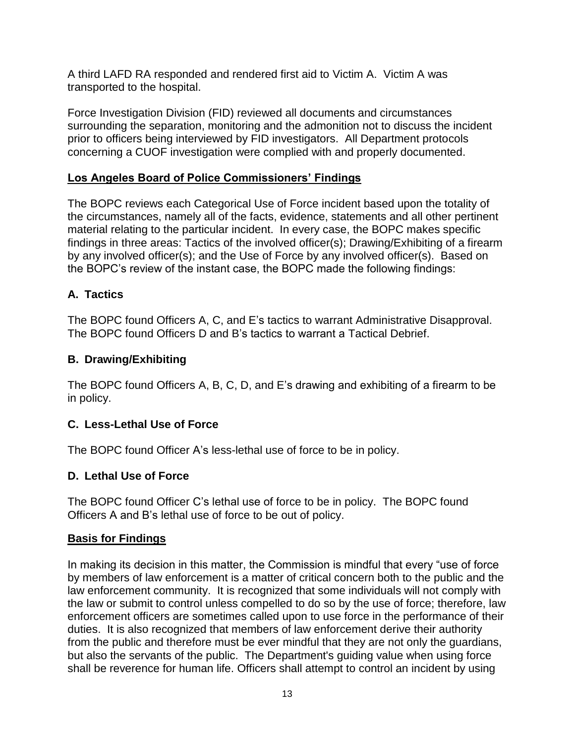A third LAFD RA responded and rendered first aid to Victim A. Victim A was transported to the hospital.

Force Investigation Division (FID) reviewed all documents and circumstances surrounding the separation, monitoring and the admonition not to discuss the incident prior to officers being interviewed by FID investigators. All Department protocols concerning a CUOF investigation were complied with and properly documented.

## Los Angeles Board of Police Commissioners' Findings

The BOPC reviews each Categorical Use of Force incident based upon the totality of the circumstances, namely all of the facts, evidence, statements and all other pertinent material relating to the particular incident. In every case, the BOPC makes specific findings in three areas: Tactics of the involved officer(s); Drawing/Exhibiting of a firearm by any involved officer(s); and the Use of Force by any involved officer(s). Based on the BOPC's review of the instant case, the BOPC made the following findings:

### A. Tactics

The BOPC found Officers A, C, and E's tactics to warrant Administrative Disapproval. The BOPC found Officers D and B's tactics to warrant a Tactical Debrief.

### B. Drawing/Exhibiting

The BOPC found Officers A, B, C, D, and E's drawing and exhibiting of a firearm to be in policy.

### C. Less-Lethal Use of Force

The BOPC found Officer A's less-lethal use of force to be in policy.

### D. Lethal Use of Force

The BOPC found Officer C's lethal use of force to be in policy. The BOPC found Officers A and B's lethal use of force to be out of policy.

## Basis for Findings

In making its decision in this matter, the Commission is mindful that every "use of force by members of law enforcement is a matter of critical concern both to the public and the law enforcement community. It is recognized that some individuals will not comply with the law or submit to control unless compelled to do so by the use of force; therefore, law enforcement officers are sometimes called upon to use force in the performance of their duties. It is also recognized that members of law enforcement derive their authority from the public and therefore must be ever mindful that they are not only the guardians, but also the servants of the public. The Department's guiding value when using force shall be reverence for human life. Officers shall attempt to control an incident by using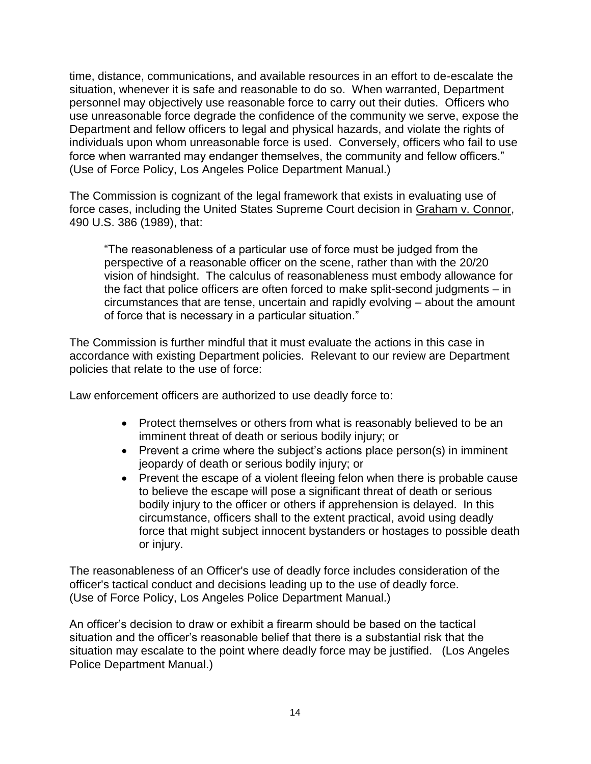time, distance, communications, and available resources in an effort to de-escalate the situation, whenever it is safe and reasonable to do so. When warranted, Department personnel may objectively use reasonable force to carry out their duties. Officers who use unreasonable force degrade the confidence of the community we serve, expose the Department and fellow officers to legal and physical hazards, and violate the rights of individuals upon whom unreasonable force is used. Conversely, officers who fail to use force when warranted may endanger themselves, the community and fellow officers." (Use of Force Policy, Los Angeles Police Department Manual.)

The Commission is cognizant of the legal framework that exists in evaluating use of force cases, including the United States Supreme Court decision in Graham v. Connor, 490 U.S. 386 (1989), that:

> "The reasonableness of a particular use of force must be judged from the perspective of a reasonable officer on the scene, rather than with the 20/20 vision of hindsight. The calculus of reasonableness must embody allowance for the fact that police officers are often forced to make split-second judgments – in circumstances that are tense, uncertain and rapidly evolving – about the amount of force that is necessary in a particular situation."

The Commission is further mindful that it must evaluate the actions in this case in accordance with existing Department policies. Relevant to our review are Department policies that relate to the use of force:

Law enforcement officers are authorized to use deadly force to:

- Protect themselves or others from what is reasonably believed to be an imminent threat of death or serious bodily injury; or
- Prevent a crime where the subject's actions place person(s) in imminent jeopardy of death or serious bodily injury; or
- Prevent the escape of a violent fleeing felon when there is probable cause to believe the escape will pose a significant threat of death or serious bodily injury to the officer or others if apprehension is delayed. In this circumstance, officers shall to the extent practical, avoid using deadly force that might subject innocent bystanders or hostages to possible death or injury.

The reasonableness of an Officer's use of deadly force includes consideration of the officer's tactical conduct and decisions leading up to the use of deadly force. (Use of Force Policy, Los Angeles Police Department Manual.)

An officer's decision to draw or exhibit a firearm should be based on the tactical situation and the officer's reasonable belief that there is a substantial risk that the situation may escalate to the point where deadly force may be justified. (Los Angeles Police Department Manual.)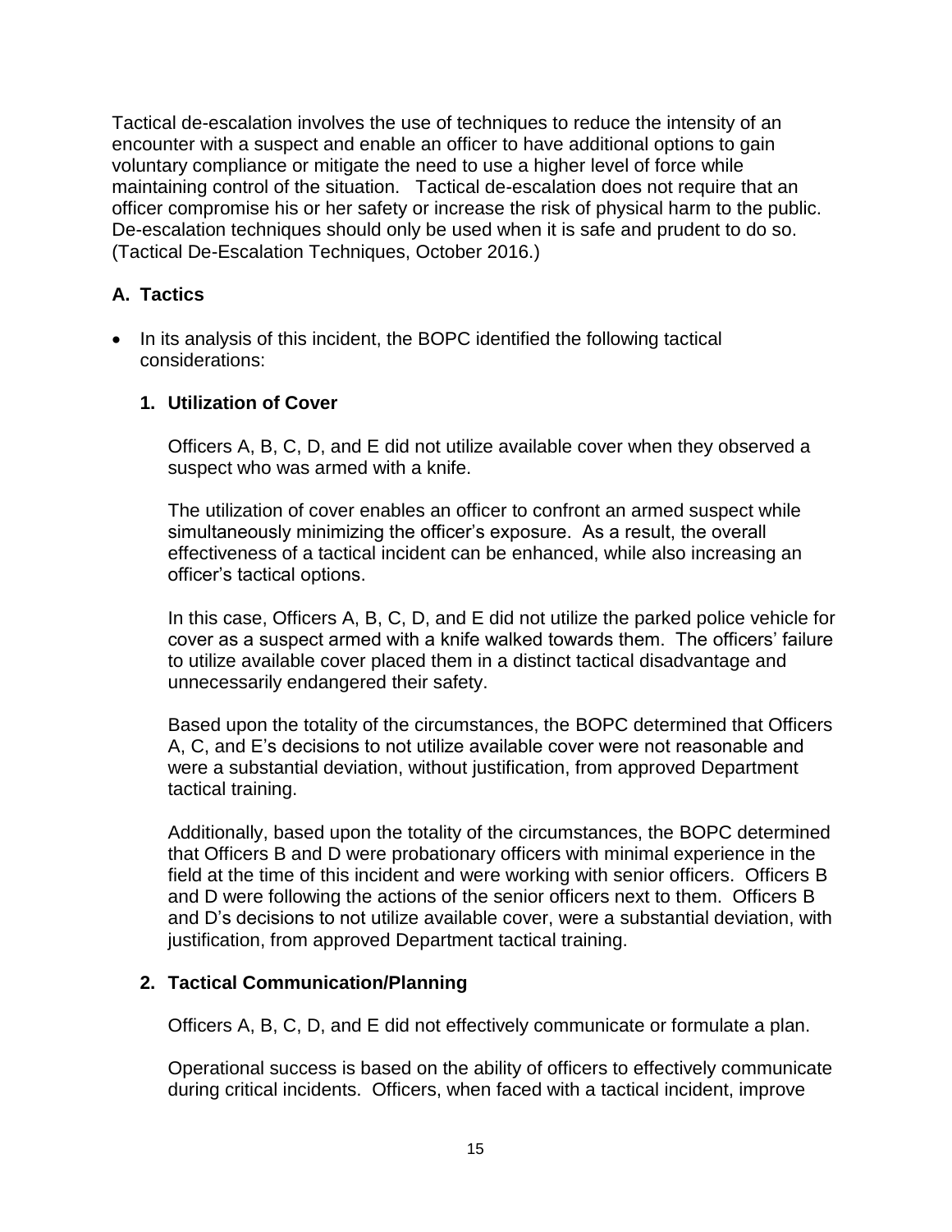Tactical de-escalation involves the use of techniques to reduce the intensity of an encounter with a suspect and enable an officer to have additional options to gain voluntary compliance or mitigate the need to use a higher level of force while maintaining control of the situation. Tactical de-escalation does not require that an officer compromise his or her safety or increase the risk of physical harm to the public. De-escalation techniques should only be used when it is safe and prudent to do so. (Tactical De-Escalation Techniques, October 2016.)

## A. Tactics

- In its analysis of this incident, the BOPC identified the following tactical considerations:

### 1. Utilization of Cover

Officers A, B, C, D, and E did not utilize available cover when they observed a suspect who was armed with a knife.

The utilization of cover enables an officer to confront an armed suspect while simultaneously minimizing the officer's exposure. As a result, the overall effectiveness of a tactical incident can be enhanced, while also increasing an officer's tactical options.

In this case, Officers A, B, C, D, and E did not utilize the parked police vehicle for cover as a suspect armed with a knife walked towards them. The officers' failure to utilize available cover placed them in a distinct tactical disadvantage and unnecessarily endangered their safety.

Based upon the totality of the circumstances, the BOPC determined that Officers A, C, and E's decisions to not utilize available cover were not reasonable and were a substantial deviation, without justification, from approved Department tactical training.

Additionally, based upon the totality of the circumstances, the BOPC determined that Officers B and D were probationary officers with minimal experience in the field at the time of this incident and were working with senior officers. Officers B and D were following the actions of the senior officers next to them. Officers B and D's decisions to not utilize available cover, were a substantial deviation, with justification, from approved Department tactical training.

### 2. Tactical Communication/Planning

Officers A, B, C, D, and E did not effectively communicate or formulate a plan.

Operational success is based on the ability of officers to effectively communicate during critical incidents. Officers, when faced with a tactical incident, improve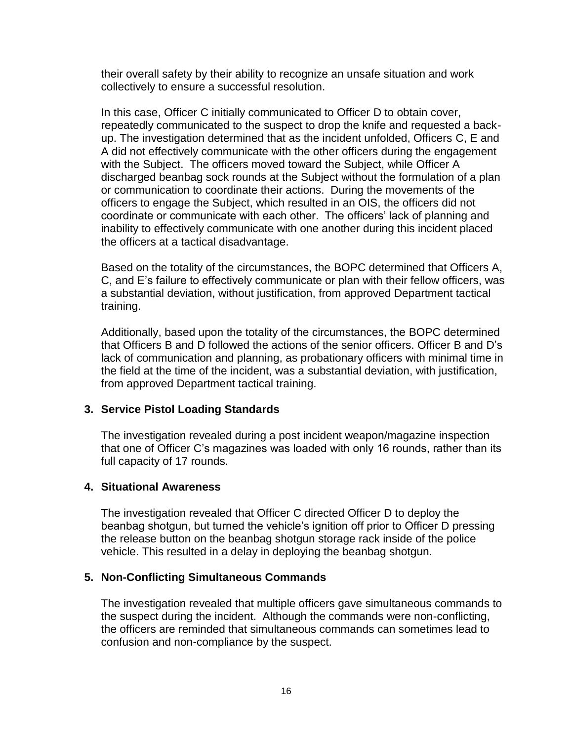their overall safety by their ability to recognize an unsafe situation and work collectively to ensure a successful resolution.

In this case, Officer C initially communicated to Officer D to obtain cover, repeatedly communicated to the suspect to drop the knife and requested a back-up. The investigation determined that as the incident unfolded, Officers C, E and A did not effectively communicate with the other officers during the engagement with the Subject. The officers moved toward the Subject, while Officer A discharged beanbag sock rounds at the Subject without the formulation of a plan or communication to coordinate their actions. During the movements of the officers to engage the Subject, which resulted in an OIS, the officers did not coordinate or communicate with each other. The officers' lack of planning and inability to effectively communicate with one another during this incident placed the officers at a tactical disadvantage.

Based on the totality of the circumstances, the BOPC determined that Officers A, C, and E's failure to effectively communicate or plan with their fellow officers, was a substantial deviation, without justification, from approved Department tactical training.

Additionally, based upon the totality of the circumstances, the BOPC determined that Officers B and D followed the actions of the senior officers. Officer B and D's lack of communication and planning, as probationary officers with minimal time in the field at the time of the incident, was a substantial deviation, with justification, from approved Department tactical training.

**3. Service Pistol Loading Standards**

The investigation revealed during a post incident weapon/magazine inspection that one of Officer C's magazines was loaded with only 16 rounds, rather than its full capacity of 17 rounds.

**4. Situational Awareness**

The investigation revealed that Officer C directed Officer D to deploy the beanbag shotgun, but turned the vehicle's ignition off prior to Officer D pressing the release button on the beanbag shotgun storage rack inside of the police vehicle. This resulted in a delay in deploying the beanbag shotgun.

**5. Non-Conflicting Simultaneous Commands**

The investigation revealed that multiple officers gave simultaneous commands to the suspect during the incident. Although the commands were non-conflicting, the officers are reminded that simultaneous commands can sometimes lead to confusion and non-compliance by the suspect.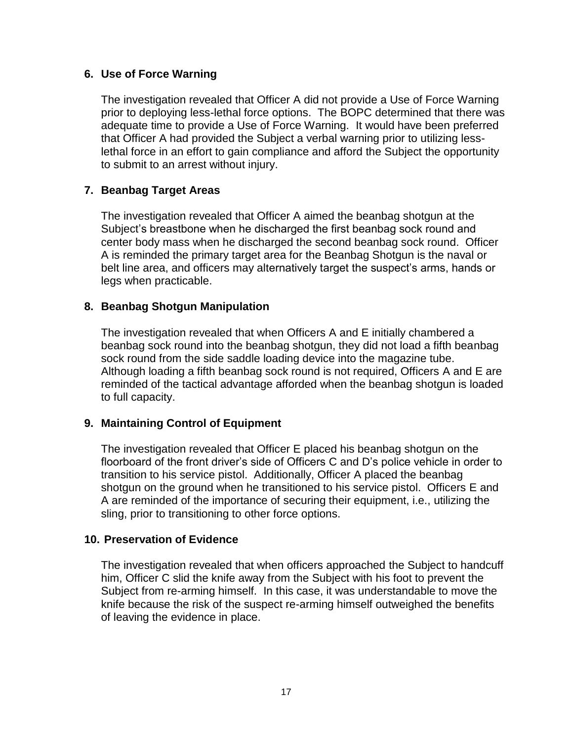**6. Use of Force Warning**

The investigation revealed that Officer A did not provide a Use of Force Warning prior to deploying less-lethal force options. The BOPC determined that there was adequate time to provide a Use of Force Warning. It would have been preferred that Officer A had provided the Subject a verbal warning prior to utilizing less-lethal force in an effort to gain compliance and afford the Subject the opportunity to submit to an arrest without injury.

**7. Beanbag Target Areas**

The investigation revealed that Officer A aimed the beanbag shotgun at the Subject's breastbone when he discharged the first beanbag sock round and center body mass when he discharged the second beanbag sock round. Officer A is reminded the primary target area for the Beanbag Shotgun is the naval or belt line area, and officers may alternatively target the suspect's arms, hands or legs when practicable.

**8. Beanbag Shotgun Manipulation**

The investigation revealed that when Officers A and E initially chambered a beanbag sock round into the beanbag shotgun, they did not load a fifth beanbag sock round from the side saddle loading device into the magazine tube. Although loading a fifth beanbag sock round is not required, Officers A and E are reminded of the tactical advantage afforded when the beanbag shotgun is loaded to full capacity.

**9. Maintaining Control of Equipment**

The investigation revealed that Officer E placed his beanbag shotgun on the floorboard of the front driver's side of Officers C and D's police vehicle in order to transition to his service pistol. Additionally, Officer A placed the beanbag shotgun on the ground when he transitioned to his service pistol. Officers E and A are reminded of the importance of securing their equipment, i.e., utilizing the sling, prior to transitioning to other force options.

**10. Preservation of Evidence**

The investigation revealed that when officers approached the Subject to handcuff him, Officer C slid the knife away from the Subject with his foot to prevent the Subject from re-arming himself. In this case, it was understandable to move the knife because the risk of the suspect re-arming himself outweighed the benefits of leaving the evidence in place.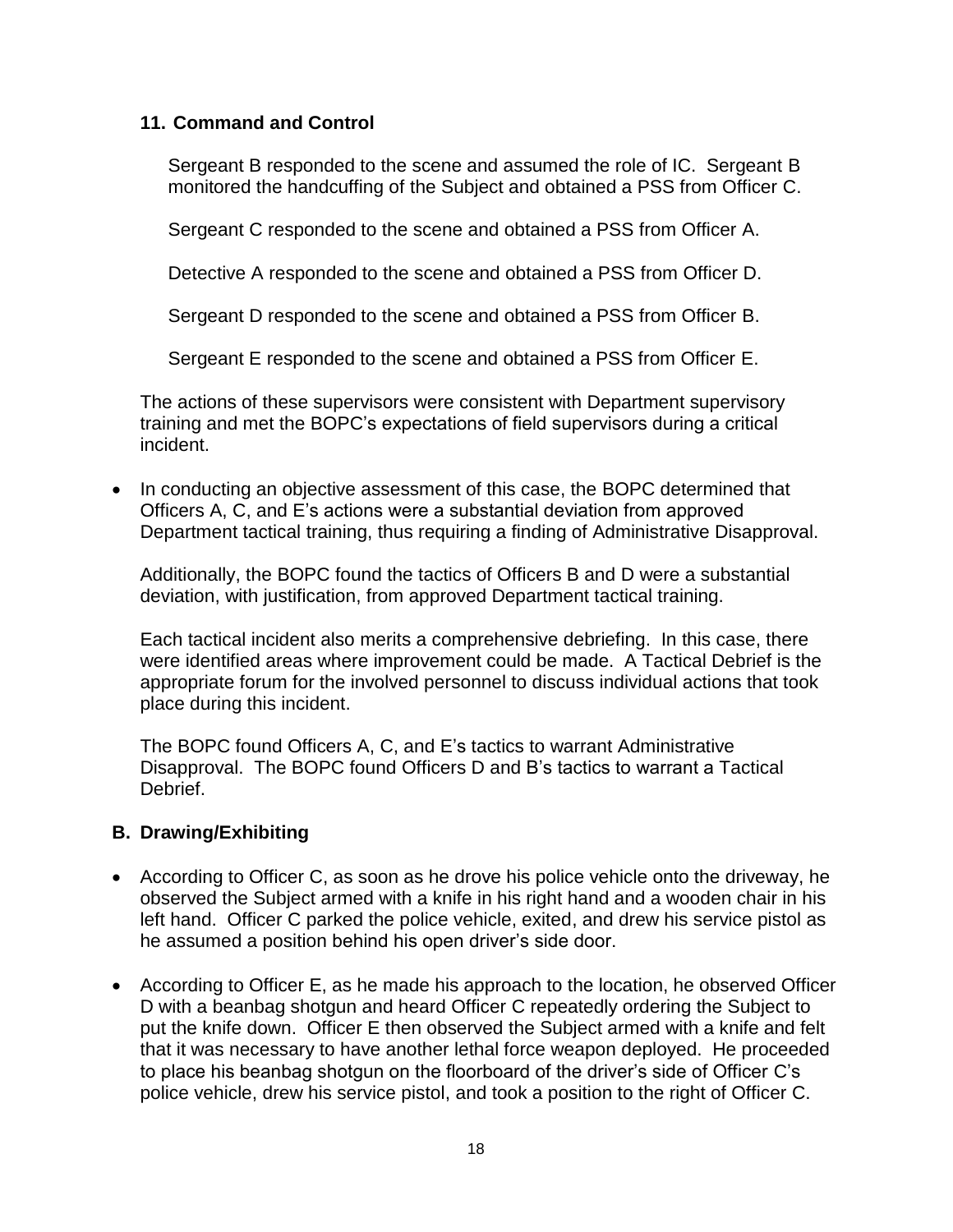### 11. Command and Control

Sergeant B responded to the scene and assumed the role of IC. Sergeant B monitored the handcuffing of the Subject and obtained a PSS from Officer C.

Sergeant C responded to the scene and obtained a PSS from Officer A.

Detective A responded to the scene and obtained a PSS from Officer D.

Sergeant D responded to the scene and obtained a PSS from Officer B.

Sergeant E responded to the scene and obtained a PSS from Officer E.

The actions of these supervisors were consistent with Department supervisory training and met the BOPC's expectations of field supervisors during a critical incident.

- In conducting an objective assessment of this case, the BOPC determined that Officers A, C, and E's actions were a substantial deviation from approved Department tactical training, thus requiring a finding of Administrative Disapproval.

  Additionally, the BOPC found the tactics of Officers B and D were a substantial deviation, with justification, from approved Department tactical training.

  Each tactical incident also merits a comprehensive debriefing. In this case, there were identified areas where improvement could be made. A Tactical Debrief is the appropriate forum for the involved personnel to discuss individual actions that took place during this incident.

  The BOPC found Officers A, C, and E's tactics to warrant Administrative Disapproval. The BOPC found Officers D and B's tactics to warrant a Tactical Debrief.

## B. Drawing/Exhibiting

- According to Officer C, as soon as he drove his police vehicle onto the driveway, he observed the Subject armed with a knife in his right hand and a wooden chair in his left hand. Officer C parked the police vehicle, exited, and drew his service pistol as he assumed a position behind his open driver's side door.

- According to Officer E, as he made his approach to the location, he observed Officer D with a beanbag shotgun and heard Officer C repeatedly ordering the Subject to put the knife down. Officer E then observed the Subject armed with a knife and felt that it was necessary to have another lethal force weapon deployed. He proceeded to place his beanbag shotgun on the floorboard of the driver's side of Officer C's police vehicle, drew his service pistol, and took a position to the right of Officer C.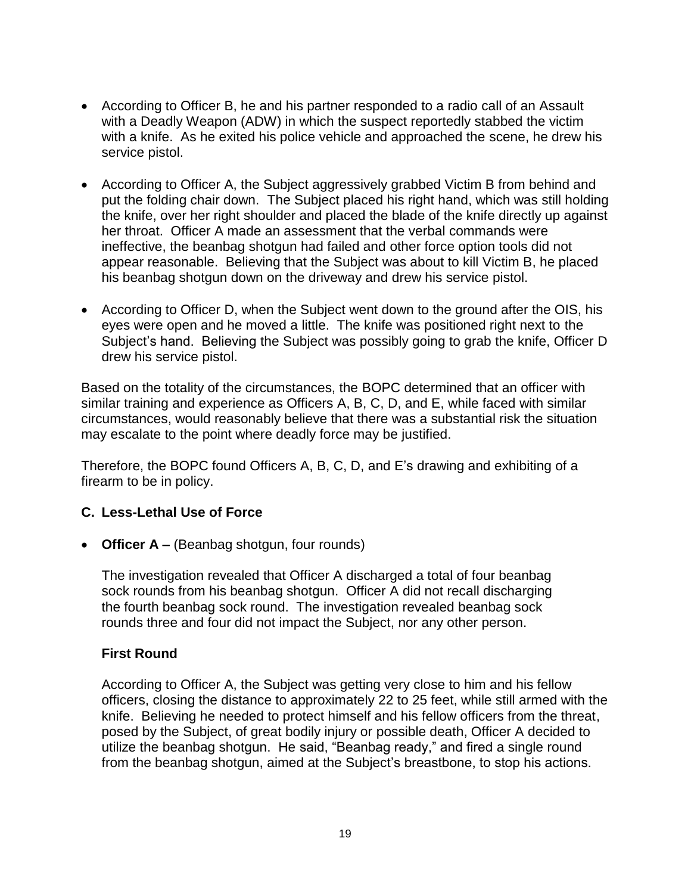- According to Officer B, he and his partner responded to a radio call of an Assault with a Deadly Weapon (ADW) in which the suspect reportedly stabbed the victim with a knife. As he exited his police vehicle and approached the scene, he drew his service pistol.

- According to Officer A, the Subject aggressively grabbed Victim B from behind and put the folding chair down. The Subject placed his right hand, which was still holding the knife, over her right shoulder and placed the blade of the knife directly up against her throat. Officer A made an assessment that the verbal commands were ineffective, the beanbag shotgun had failed and other force option tools did not appear reasonable. Believing that the Subject was about to kill Victim B, he placed his beanbag shotgun down on the driveway and drew his service pistol.

- According to Officer D, when the Subject went down to the ground after the OIS, his eyes were open and he moved a little. The knife was positioned right next to the Subject's hand. Believing the Subject was possibly going to grab the knife, Officer D drew his service pistol.

Based on the totality of the circumstances, the BOPC determined that an officer with similar training and experience as Officers A, B, C, D, and E, while faced with similar circumstances, would reasonably believe that there was a substantial risk the situation may escalate to the point where deadly force may be justified.

Therefore, the BOPC found Officers A, B, C, D, and E's drawing and exhibiting of a firearm to be in policy.

### C. Less-Lethal Use of Force

- **Officer A –** (Beanbag shotgun, four rounds)

  The investigation revealed that Officer A discharged a total of four beanbag sock rounds from his beanbag shotgun. Officer A did not recall discharging the fourth beanbag sock round. The investigation revealed beanbag sock rounds three and four did not impact the Subject, nor any other person.

  **First Round**

  According to Officer A, the Subject was getting very close to him and his fellow officers, closing the distance to approximately 22 to 25 feet, while still armed with the knife. Believing he needed to protect himself and his fellow officers from the threat, posed by the Subject, of great bodily injury or possible death, Officer A decided to utilize the beanbag shotgun. He said, "Beanbag ready," and fired a single round from the beanbag shotgun, aimed at the Subject's breastbone, to stop his actions.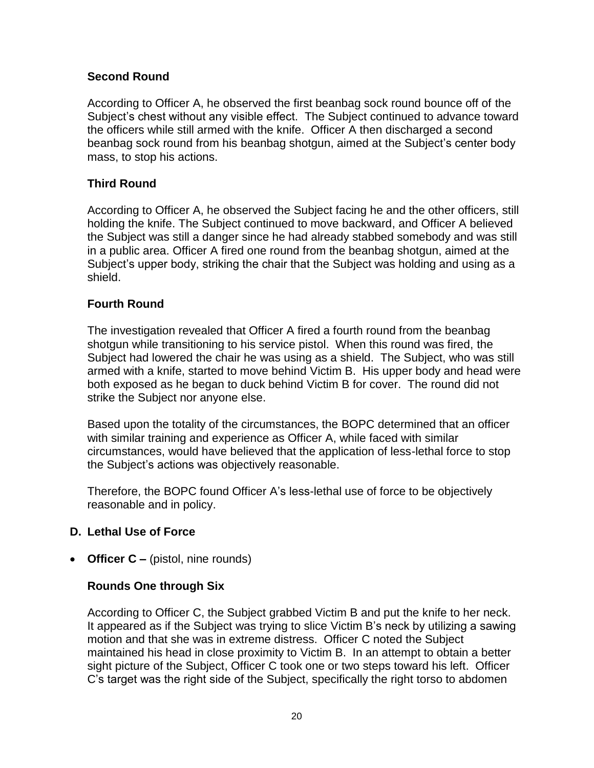### Second Round

According to Officer A, he observed the first beanbag sock round bounce off of the Subject's chest without any visible effect. The Subject continued to advance toward the officers while still armed with the knife. Officer A then discharged a second beanbag sock round from his beanbag shotgun, aimed at the Subject's center body mass, to stop his actions.

### Third Round

According to Officer A, he observed the Subject facing he and the other officers, still holding the knife. The Subject continued to move backward, and Officer A believed the Subject was still a danger since he had already stabbed somebody and was still in a public area. Officer A fired one round from the beanbag shotgun, aimed at the Subject's upper body, striking the chair that the Subject was holding and using as a shield.

### Fourth Round

The investigation revealed that Officer A fired a fourth round from the beanbag shotgun while transitioning to his service pistol. When this round was fired, the Subject had lowered the chair he was using as a shield. The Subject, who was still armed with a knife, started to move behind Victim B. His upper body and head were both exposed as he began to duck behind Victim B for cover. The round did not strike the Subject nor anyone else.

Based upon the totality of the circumstances, the BOPC determined that an officer with similar training and experience as Officer A, while faced with similar circumstances, would have believed that the application of less-lethal force to stop the Subject's actions was objectively reasonable.

Therefore, the BOPC found Officer A's less-lethal use of force to be objectively reasonable and in policy.

## D. Lethal Use of Force

- **Officer C –** (pistol, nine rounds)

### Rounds One through Six

According to Officer C, the Subject grabbed Victim B and put the knife to her neck. It appeared as if the Subject was trying to slice Victim B's neck by utilizing a sawing motion and that she was in extreme distress. Officer C noted the Subject maintained his head in close proximity to Victim B. In an attempt to obtain a better sight picture of the Subject, Officer C took one or two steps toward his left. Officer C's target was the right side of the Subject, specifically the right torso to abdomen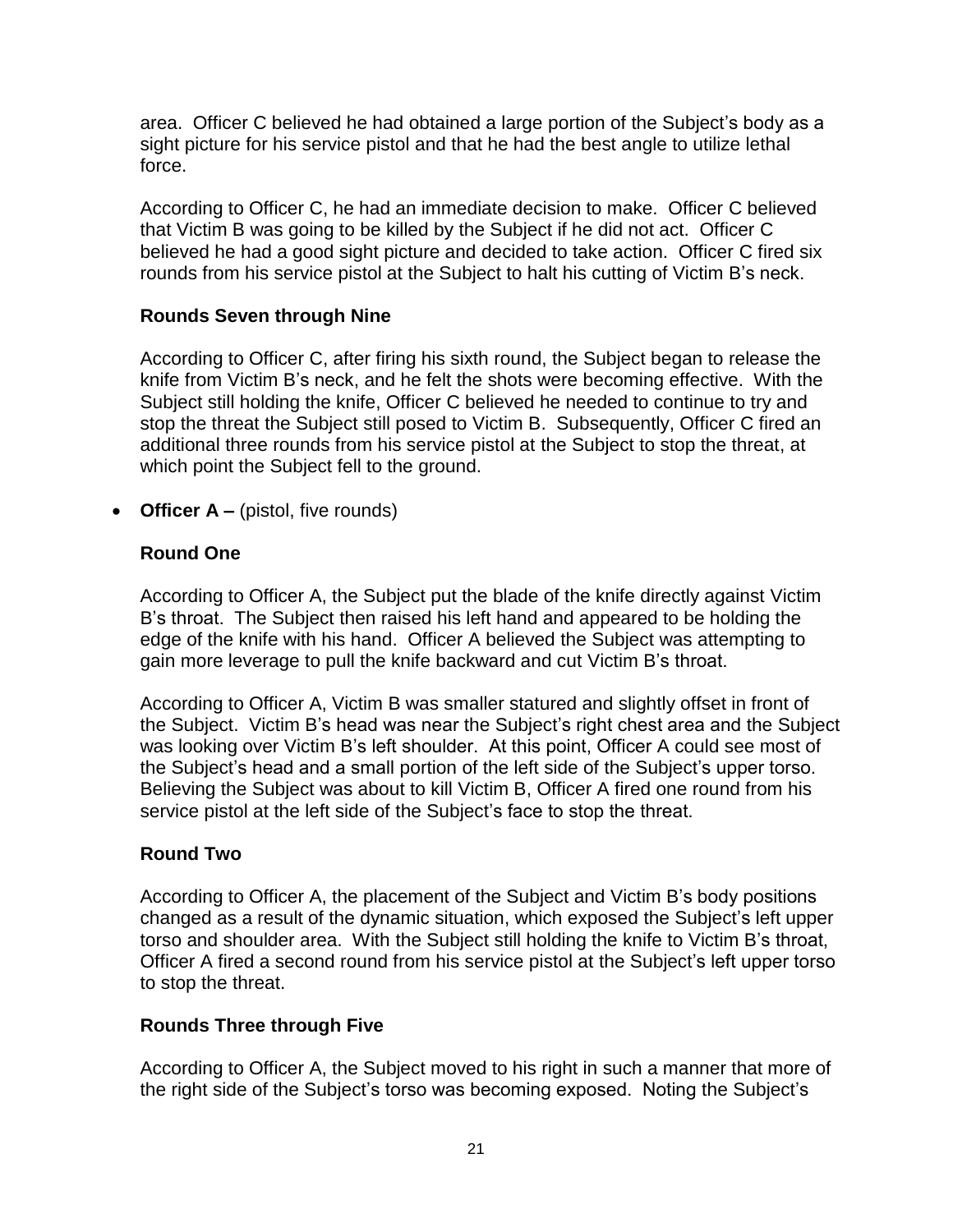area. Officer C believed he had obtained a large portion of the Subject's body as a sight picture for his service pistol and that he had the best angle to utilize lethal force.

According to Officer C, he had an immediate decision to make. Officer C believed that Victim B was going to be killed by the Subject if he did not act. Officer C believed he had a good sight picture and decided to take action. Officer C fired six rounds from his service pistol at the Subject to halt his cutting of Victim B's neck.

**Rounds Seven through Nine**

According to Officer C, after firing his sixth round, the Subject began to release the knife from Victim B's neck, and he felt the shots were becoming effective. With the Subject still holding the knife, Officer C believed he needed to continue to try and stop the threat the Subject still posed to Victim B. Subsequently, Officer C fired an additional three rounds from his service pistol at the Subject to stop the threat, at which point the Subject fell to the ground.

- **Officer A –** (pistol, five rounds)

**Round One**

According to Officer A, the Subject put the blade of the knife directly against Victim B's throat. The Subject then raised his left hand and appeared to be holding the edge of the knife with his hand. Officer A believed the Subject was attempting to gain more leverage to pull the knife backward and cut Victim B's throat.

According to Officer A, Victim B was smaller statured and slightly offset in front of the Subject. Victim B's head was near the Subject's right chest area and the Subject was looking over Victim B's left shoulder. At this point, Officer A could see most of the Subject's head and a small portion of the left side of the Subject's upper torso. Believing the Subject was about to kill Victim B, Officer A fired one round from his service pistol at the left side of the Subject's face to stop the threat.

**Round Two**

According to Officer A, the placement of the Subject and Victim B's body positions changed as a result of the dynamic situation, which exposed the Subject's left upper torso and shoulder area. With the Subject still holding the knife to Victim B's throat, Officer A fired a second round from his service pistol at the Subject's left upper torso to stop the threat.

**Rounds Three through Five**

According to Officer A, the Subject moved to his right in such a manner that more of the right side of the Subject's torso was becoming exposed. Noting the Subject's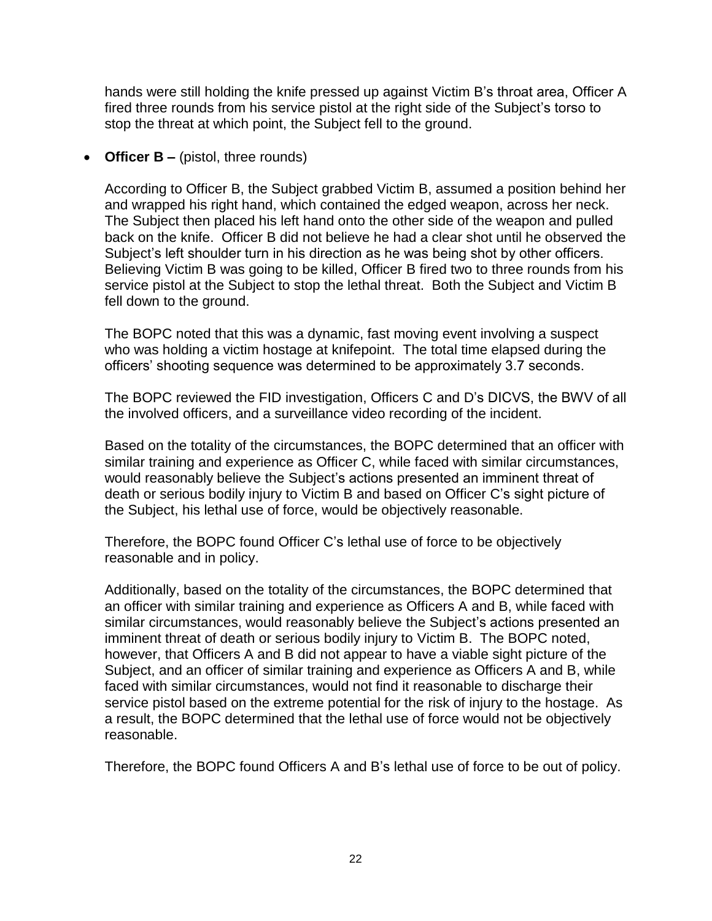hands were still holding the knife pressed up against Victim B's throat area, Officer A fired three rounds from his service pistol at the right side of the Subject's torso to stop the threat at which point, the Subject fell to the ground.

- **Officer B –** (pistol, three rounds)

  According to Officer B, the Subject grabbed Victim B, assumed a position behind her and wrapped his right hand, which contained the edged weapon, across her neck. The Subject then placed his left hand onto the other side of the weapon and pulled back on the knife. Officer B did not believe he had a clear shot until he observed the Subject's left shoulder turn in his direction as he was being shot by other officers. Believing Victim B was going to be killed, Officer B fired two to three rounds from his service pistol at the Subject to stop the lethal threat. Both the Subject and Victim B fell down to the ground.

  The BOPC noted that this was a dynamic, fast moving event involving a suspect who was holding a victim hostage at knifepoint. The total time elapsed during the officers' shooting sequence was determined to be approximately 3.7 seconds.

  The BOPC reviewed the FID investigation, Officers C and D's DICVS, the BWV of all the involved officers, and a surveillance video recording of the incident.

  Based on the totality of the circumstances, the BOPC determined that an officer with similar training and experience as Officer C, while faced with similar circumstances, would reasonably believe the Subject's actions presented an imminent threat of death or serious bodily injury to Victim B and based on Officer C's sight picture of the Subject, his lethal use of force, would be objectively reasonable.

  Therefore, the BOPC found Officer C's lethal use of force to be objectively reasonable and in policy.

  Additionally, based on the totality of the circumstances, the BOPC determined that an officer with similar training and experience as Officers A and B, while faced with similar circumstances, would reasonably believe the Subject's actions presented an imminent threat of death or serious bodily injury to Victim B. The BOPC noted, however, that Officers A and B did not appear to have a viable sight picture of the Subject, and an officer of similar training and experience as Officers A and B, while faced with similar circumstances, would not find it reasonable to discharge their service pistol based on the extreme potential for the risk of injury to the hostage. As a result, the BOPC determined that the lethal use of force would not be objectively reasonable.

  Therefore, the BOPC found Officers A and B's lethal use of force to be out of policy.